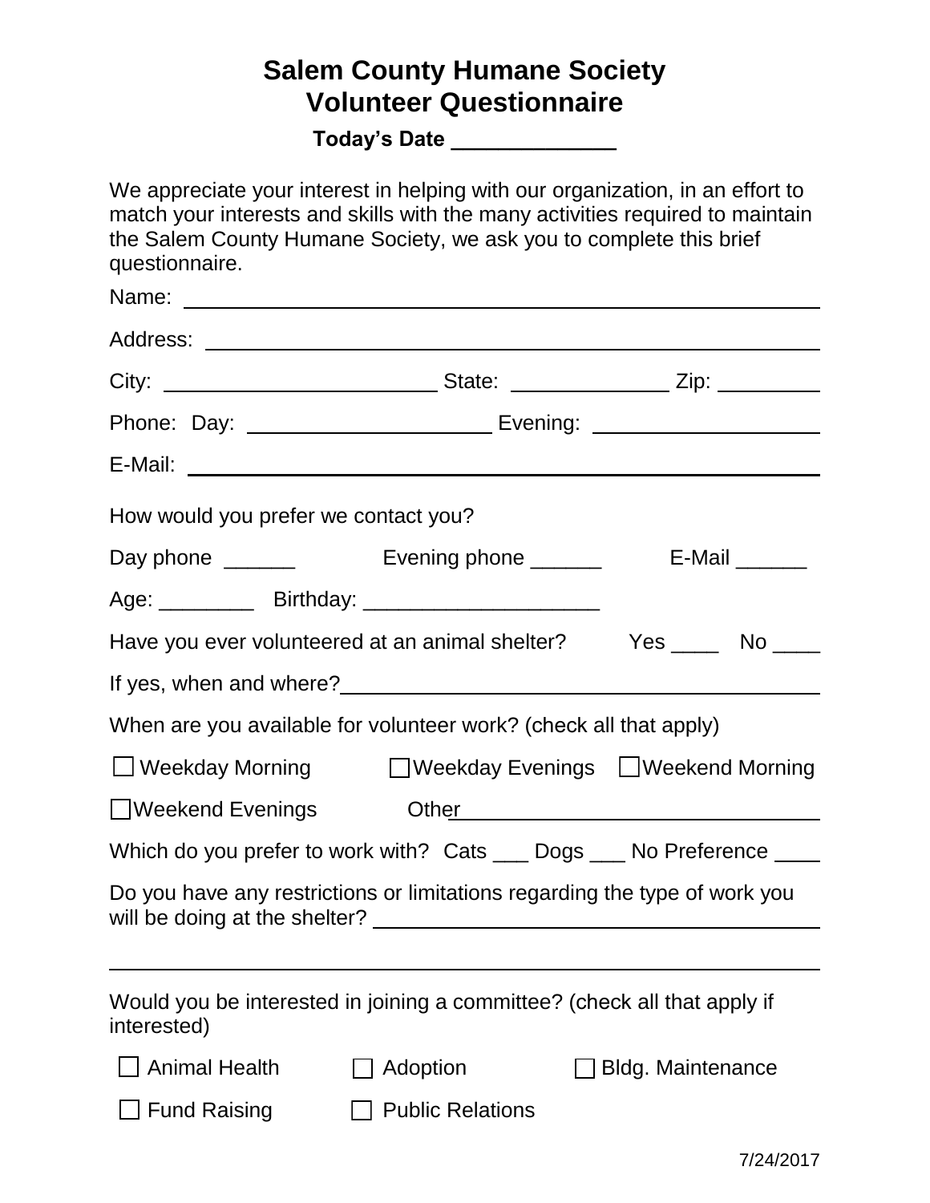# Salem County Humane Society
# Volunteer Questionnaire

**Today's Date ______________**

We appreciate your interest in helping with our organization, in an effort to match your interests and skills with the many activities required to maintain the Salem County Humane Society, we ask you to complete this brief questionnaire.

Name: ____________________________________________

Address: ____________________________________________

City: ________________________ State: ______________ Zip: _________

Phone: Day: ______________________ Evening: ____________________

E-Mail: ____________________________________________

How would you prefer we contact you?

Day phone ______ Evening phone ______ E-Mail ______

Age: ________ Birthday: ____________________

Have you ever volunteered at an animal shelter? Yes ____ No ____

If yes, when and where? ________________________________________

When are you available for volunteer work? (check all that apply)

☐ Weekday Morning ☐ Weekday Evenings ☐ Weekend Morning

☐ Weekend Evenings Other ______________________________

Which do you prefer to work with? Cats ___ Dogs ___ No Preference ____

Do you have any restrictions or limitations regarding the type of work you will be doing at the shelter? ________________________________________

____________________________________________________________

Would you be interested in joining a committee? (check all that apply if interested)

☐ Animal Health ☐ Adoption ☐ Bldg. Maintenance

☐ Fund Raising ☐ Public Relations

7/24/2017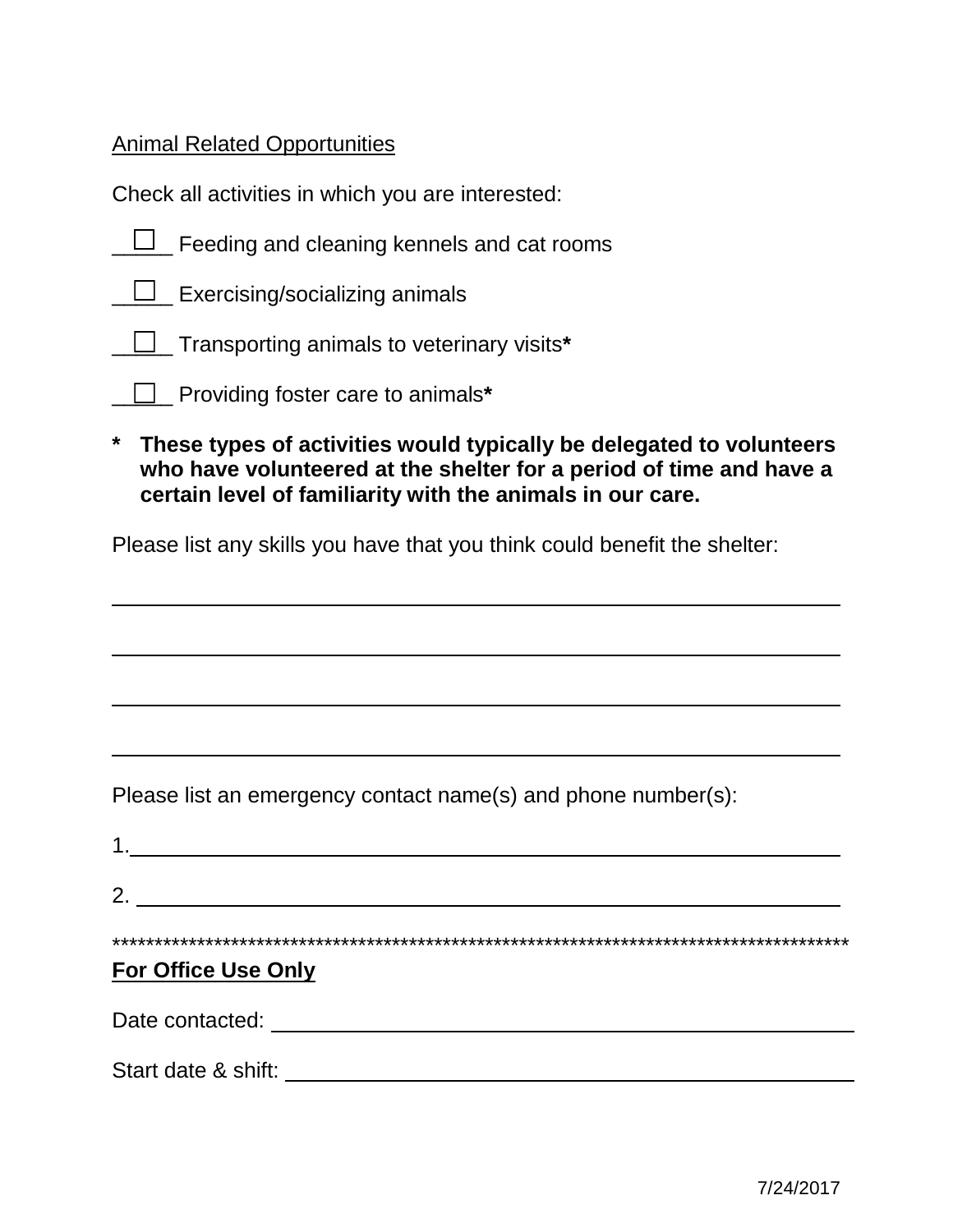Animal Related Opportunities

Check all activities in which you are interested:

- ☐ Feeding and cleaning kennels and cat rooms
- ☐ Exercising/socializing animals
- ☐ Transporting animals to veterinary visits*
- ☐ Providing foster care to animals*

**\* These types of activities would typically be delegated to volunteers who have volunteered at the shelter for a period of time and have a certain level of familiarity with the animals in our care.**

Please list any skills you have that you think could benefit the shelter:

\_\_\_\_\_\_\_\_\_\_\_\_\_\_\_\_\_\_\_\_\_\_\_\_\_\_\_\_\_\_\_\_\_\_\_\_\_\_\_\_\_\_\_\_\_\_\_\_\_\_\_\_\_\_\_\_\_\_\_\_

\_\_\_\_\_\_\_\_\_\_\_\_\_\_\_\_\_\_\_\_\_\_\_\_\_\_\_\_\_\_\_\_\_\_\_\_\_\_\_\_\_\_\_\_\_\_\_\_\_\_\_\_\_\_\_\_\_\_\_\_

\_\_\_\_\_\_\_\_\_\_\_\_\_\_\_\_\_\_\_\_\_\_\_\_\_\_\_\_\_\_\_\_\_\_\_\_\_\_\_\_\_\_\_\_\_\_\_\_\_\_\_\_\_\_\_\_\_\_\_\_

\_\_\_\_\_\_\_\_\_\_\_\_\_\_\_\_\_\_\_\_\_\_\_\_\_\_\_\_\_\_\_\_\_\_\_\_\_\_\_\_\_\_\_\_\_\_\_\_\_\_\_\_\_\_\_\_\_\_\_\_

Please list an emergency contact name(s) and phone number(s):

1.\_\_\_\_\_\_\_\_\_\_\_\_\_\_\_\_\_\_\_\_\_\_\_\_\_\_\_\_\_\_\_\_\_\_\_\_\_\_\_\_\_\_\_\_\_\_\_\_\_\_\_\_\_\_\_\_\_\_

2. \_\_\_\_\_\_\_\_\_\_\_\_\_\_\_\_\_\_\_\_\_\_\_\_\_\_\_\_\_\_\_\_\_\_\_\_\_\_\_\_\_\_\_\_\_\_\_\_\_\_\_\_\_\_\_\_\_\_

\*\*\*\*\*\*\*\*\*\*\*\*\*\*\*\*\*\*\*\*\*\*\*\*\*\*\*\*\*\*\*\*\*\*\*\*\*\*\*\*\*\*\*\*\*\*\*\*\*\*\*\*\*\*\*\*\*\*\*\*\*\*\*\*\*\*\*\*\*\*\*\*\*\*\*\*\*\*\*\*\*\*\*\*\*\*\*\*\*\*\*\*\*\*\*

**For Office Use Only**

Date contacted: \_\_\_\_\_\_\_\_\_\_\_\_\_\_\_\_\_\_\_\_\_\_\_\_\_\_\_\_\_\_\_\_\_\_\_\_\_\_\_\_\_\_\_\_\_\_\_\_

Start date & shift: \_\_\_\_\_\_\_\_\_\_\_\_\_\_\_\_\_\_\_\_\_\_\_\_\_\_\_\_\_\_\_\_\_\_\_\_\_\_\_\_\_\_\_\_\_\_

7/24/2017